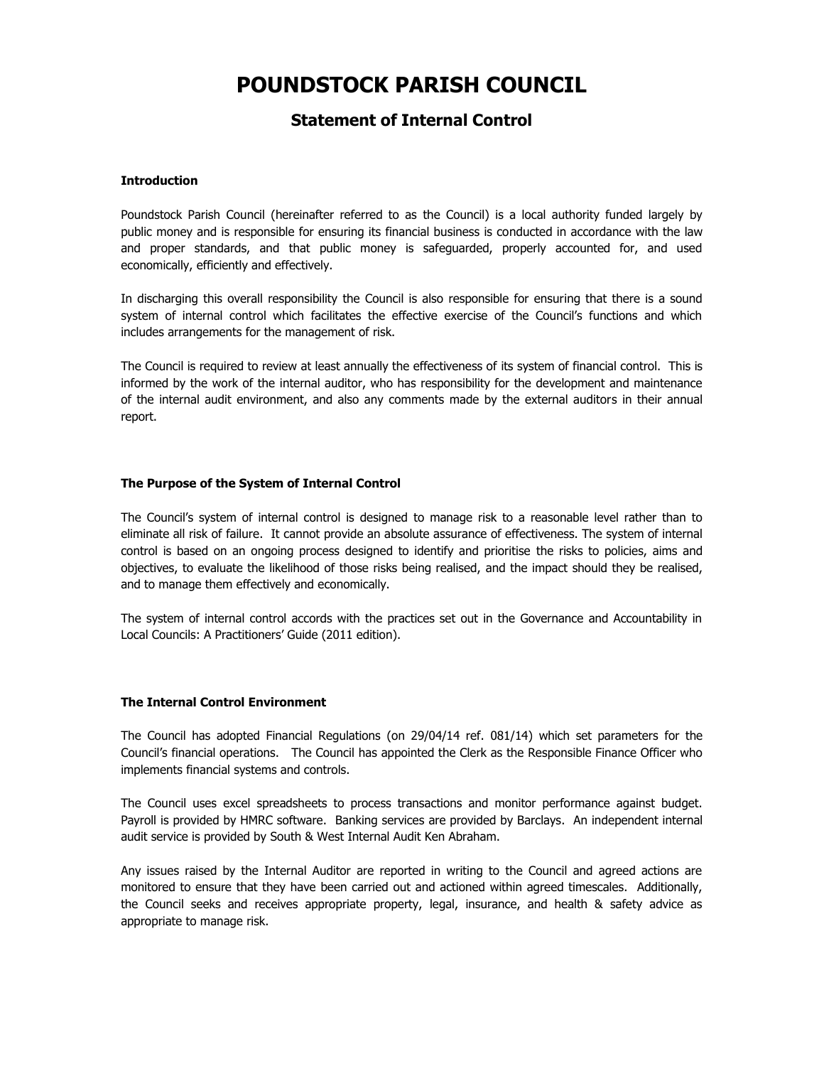# POUNDSTOCK PARISH COUNCIL

## Statement of Internal Control

**Introduction**

Poundstock Parish Council (hereinafter referred to as the Council) is a local authority funded largely by public money and is responsible for ensuring its financial business is conducted in accordance with the law and proper standards, and that public money is safeguarded, properly accounted for, and used economically, efficiently and effectively.

In discharging this overall responsibility the Council is also responsible for ensuring that there is a sound system of internal control which facilitates the effective exercise of the Council's functions and which includes arrangements for the management of risk.

The Council is required to review at least annually the effectiveness of its system of financial control. This is informed by the work of the internal auditor, who has responsibility for the development and maintenance of the internal audit environment, and also any comments made by the external auditors in their annual report.

**The Purpose of the System of Internal Control**

The Council's system of internal control is designed to manage risk to a reasonable level rather than to eliminate all risk of failure. It cannot provide an absolute assurance of effectiveness. The system of internal control is based on an ongoing process designed to identify and prioritise the risks to policies, aims and objectives, to evaluate the likelihood of those risks being realised, and the impact should they be realised, and to manage them effectively and economically.

The system of internal control accords with the practices set out in the Governance and Accountability in Local Councils: A Practitioners' Guide (2011 edition).

**The Internal Control Environment**

The Council has adopted Financial Regulations (on 29/04/14 ref. 081/14) which set parameters for the Council's financial operations. The Council has appointed the Clerk as the Responsible Finance Officer who implements financial systems and controls.

The Council uses excel spreadsheets to process transactions and monitor performance against budget. Payroll is provided by HMRC software. Banking services are provided by Barclays. An independent internal audit service is provided by South & West Internal Audit Ken Abraham.

Any issues raised by the Internal Auditor are reported in writing to the Council and agreed actions are monitored to ensure that they have been carried out and actioned within agreed timescales. Additionally, the Council seeks and receives appropriate property, legal, insurance, and health & safety advice as appropriate to manage risk.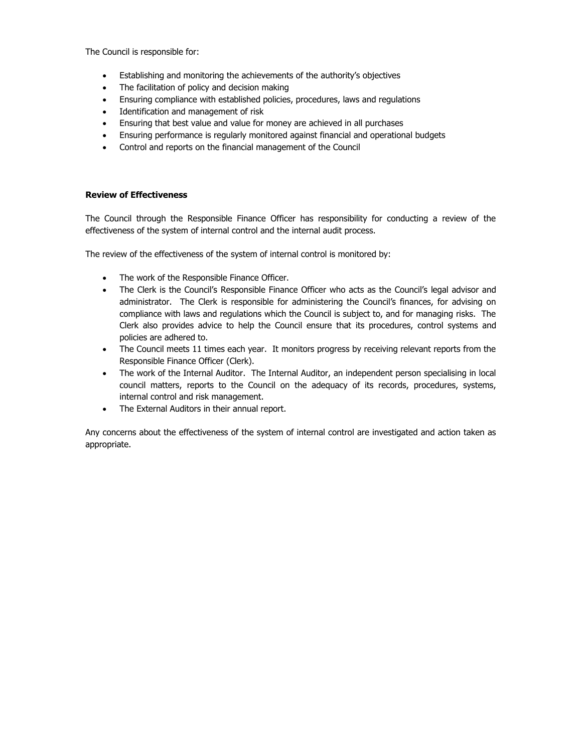The Council is responsible for:

- Establishing and monitoring the achievements of the authority's objectives
- The facilitation of policy and decision making
- Ensuring compliance with established policies, procedures, laws and regulations
- Identification and management of risk
- Ensuring that best value and value for money are achieved in all purchases
- Ensuring performance is regularly monitored against financial and operational budgets
- Control and reports on the financial management of the Council

**Review of Effectiveness**

The Council through the Responsible Finance Officer has responsibility for conducting a review of the effectiveness of the system of internal control and the internal audit process.

The review of the effectiveness of the system of internal control is monitored by:

- The work of the Responsible Finance Officer.
- The Clerk is the Council's Responsible Finance Officer who acts as the Council's legal advisor and administrator. The Clerk is responsible for administering the Council's finances, for advising on compliance with laws and regulations which the Council is subject to, and for managing risks. The Clerk also provides advice to help the Council ensure that its procedures, control systems and policies are adhered to.
- The Council meets 11 times each year. It monitors progress by receiving relevant reports from the Responsible Finance Officer (Clerk).
- The work of the Internal Auditor. The Internal Auditor, an independent person specialising in local council matters, reports to the Council on the adequacy of its records, procedures, systems, internal control and risk management.
- The External Auditors in their annual report.

Any concerns about the effectiveness of the system of internal control are investigated and action taken as appropriate.